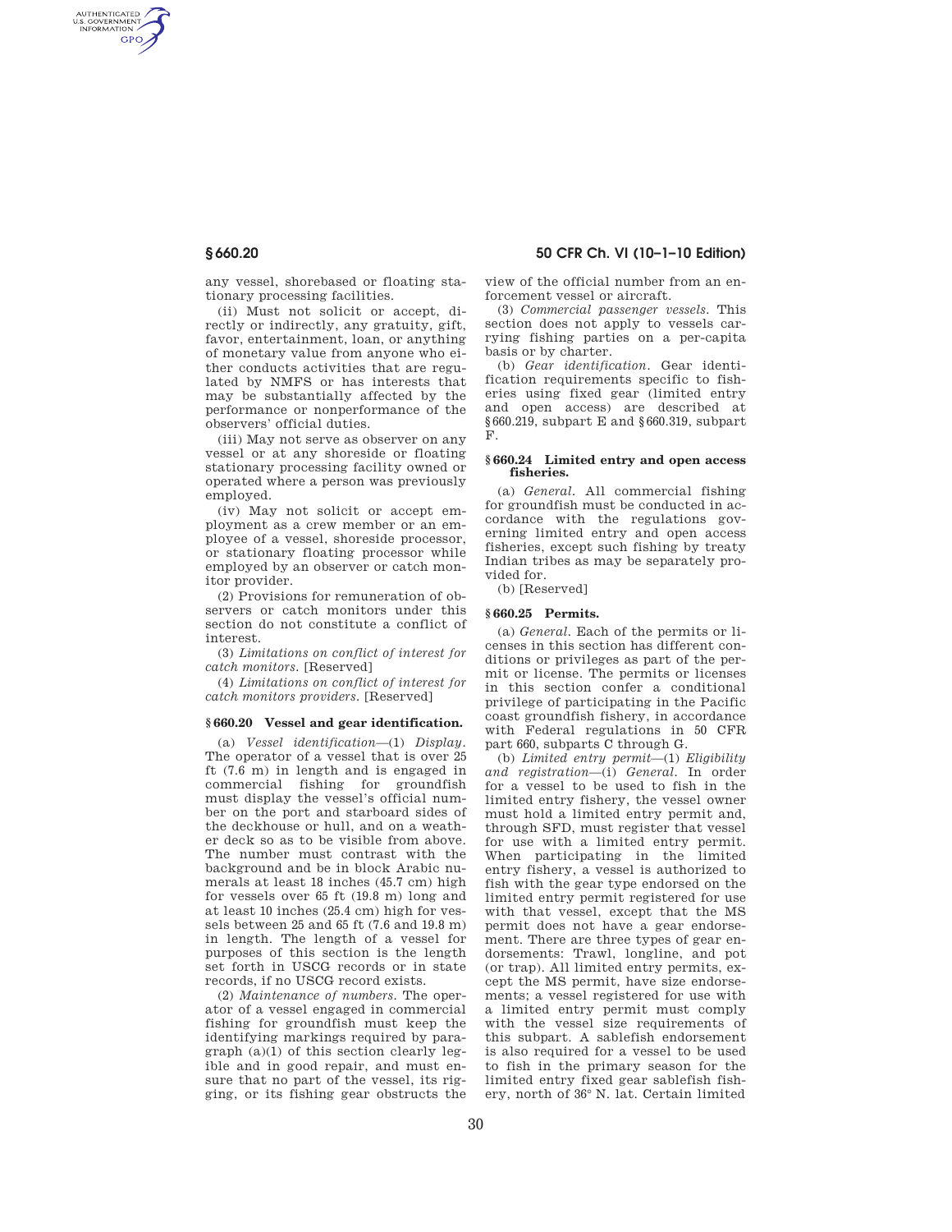any vessel, shorebased or floating stationary processing facilities.

(ii) Must not solicit or accept, directly or indirectly, any gratuity, gift, favor, entertainment, loan, or anything of monetary value from anyone who either conducts activities that are regulated by NMFS or has interests that may be substantially affected by the performance or nonperformance of the observers' official duties.

(iii) May not serve as observer on any vessel or at any shoreside or floating stationary processing facility owned or operated where a person was previously employed.

(iv) May not solicit or accept employment as a crew member or an employee of a vessel, shoreside processor, or stationary floating processor while employed by an observer or catch monitor provider.

(2) Provisions for remuneration of observers or catch monitors under this section do not constitute a conflict of interest.

(3) *Limitations on conflict of interest for catch monitors.* [Reserved]

(4) *Limitations on conflict of interest for catch monitors providers.* [Reserved]

### § 660.20 Vessel and gear identification.

(a) *Vessel identification*—(1) *Display.* The operator of a vessel that is over 25 ft (7.6 m) in length and is engaged in commercial fishing for groundfish must display the vessel's official number on the port and starboard sides of the deckhouse or hull, and on a weather deck so as to be visible from above. The number must contrast with the background and be in block Arabic numerals at least 18 inches (45.7 cm) high for vessels over 65 ft (19.8 m) long and at least 10 inches (25.4 cm) high for vessels between 25 and 65 ft (7.6 and 19.8 m) in length. The length of a vessel for purposes of this section is the length set forth in USCG records or in state records, if no USCG record exists.

(2) *Maintenance of numbers.* The operator of a vessel engaged in commercial fishing for groundfish must keep the identifying markings required by paragraph (a)(1) of this section clearly legible and in good repair, and must ensure that no part of the vessel, its rigging, or its fishing gear obstructs the view of the official number from an enforcement vessel or aircraft.

(3) *Commercial passenger vessels.* This section does not apply to vessels carrying fishing parties on a per-capita basis or by charter.

(b) *Gear identification.* Gear identification requirements specific to fisheries using fixed gear (limited entry and open access) are described at §660.219, subpart E and §660.319, subpart F.

### § 660.24 Limited entry and open access fisheries.

(a) *General.* All commercial fishing for groundfish must be conducted in accordance with the regulations governing limited entry and open access fisheries, except such fishing by treaty Indian tribes as may be separately provided for.

(b) [Reserved]

### § 660.25 Permits.

(a) *General.* Each of the permits or licenses in this section has different conditions or privileges as part of the permit or license. The permits or licenses in this section confer a conditional privilege of participating in the Pacific coast groundfish fishery, in accordance with Federal regulations in 50 CFR part 660, subparts C through G.

(b) *Limited entry permit*—(1) *Eligibility and registration*—(i) *General.* In order for a vessel to be used to fish in the limited entry fishery, the vessel owner must hold a limited entry permit and, through SFD, must register that vessel for use with a limited entry permit. When participating in the limited entry fishery, a vessel is authorized to fish with the gear type endorsed on the limited entry permit registered for use with that vessel, except that the MS permit does not have a gear endorsement. There are three types of gear endorsements: Trawl, longline, and pot (or trap). All limited entry permits, except the MS permit, have size endorsements; a vessel registered for use with a limited entry permit must comply with the vessel size requirements of this subpart. A sablefish endorsement is also required for a vessel to be used to fish in the primary season for the limited entry fixed gear sablefish fishery, north of 36° N. lat. Certain limited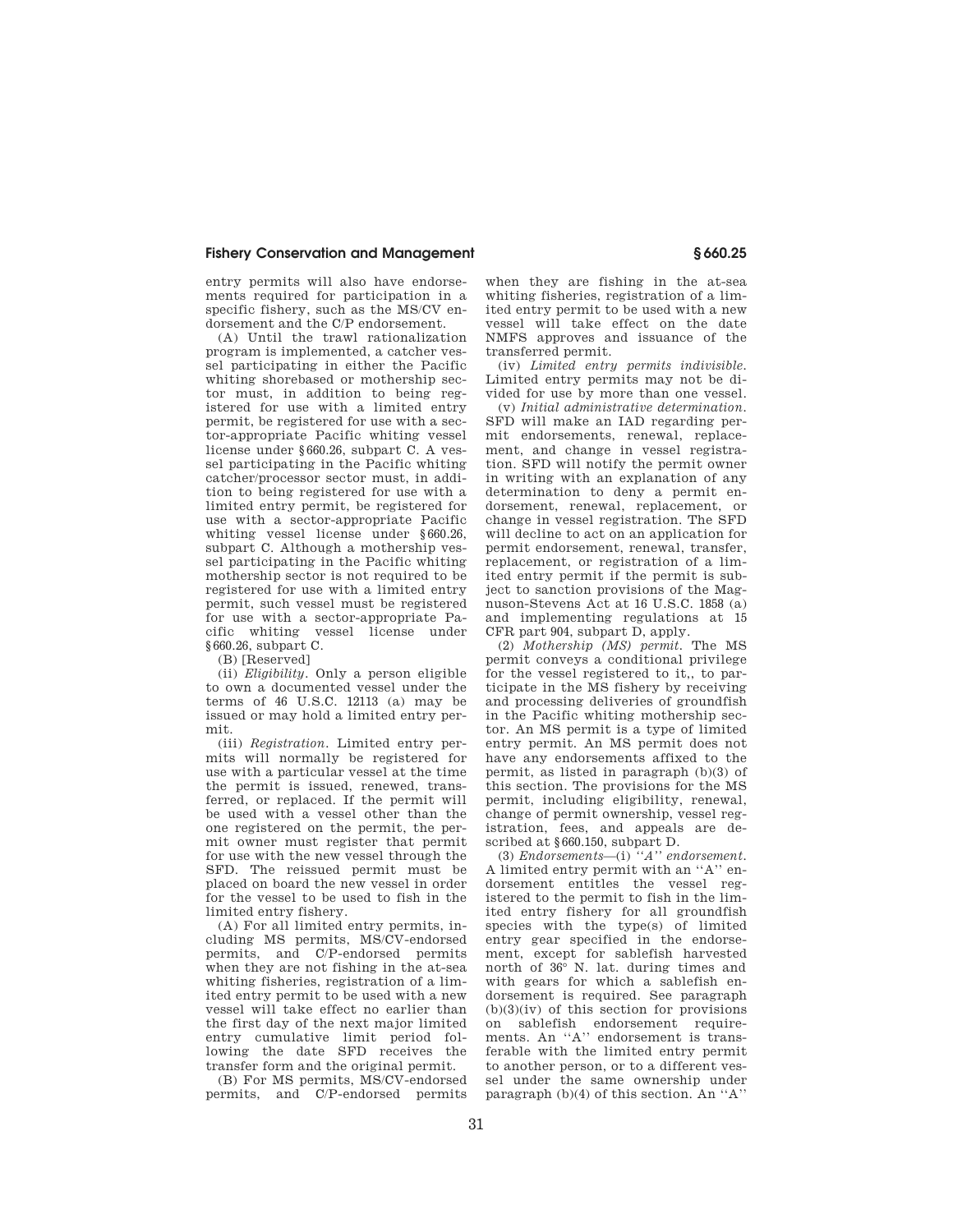entry permits will also have endorsements required for participation in a specific fishery, such as the MS/CV endorsement and the C/P endorsement.

(A) Until the trawl rationalization program is implemented, a catcher vessel participating in either the Pacific whiting shorebased or mothership sector must, in addition to being registered for use with a limited entry permit, be registered for use with a sector-appropriate Pacific whiting vessel license under §660.26, subpart C. A vessel participating in the Pacific whiting catcher/processor sector must, in addition to being registered for use with a limited entry permit, be registered for use with a sector-appropriate Pacific whiting vessel license under §660.26, subpart C. Although a mothership vessel participating in the Pacific whiting mothership sector is not required to be registered for use with a limited entry permit, such vessel must be registered for use with a sector-appropriate Pacific whiting vessel license under §660.26, subpart C.

(B) [Reserved]

(ii) *Eligibility.* Only a person eligible to own a documented vessel under the terms of 46 U.S.C. 12113 (a) may be issued or may hold a limited entry permit.

(iii) *Registration.* Limited entry permits will normally be registered for use with a particular vessel at the time the permit is issued, renewed, transferred, or replaced. If the permit will be used with a vessel other than the one registered on the permit, the permit owner must register that permit for use with the new vessel through the SFD. The reissued permit must be placed on board the new vessel in order for the vessel to be used to fish in the limited entry fishery.

(A) For all limited entry permits, including MS permits, MS/CV-endorsed permits, and C/P-endorsed permits when they are not fishing in the at-sea whiting fisheries, registration of a limited entry permit to be used with a new vessel will take effect no earlier than the first day of the next major limited entry cumulative limit period following the date SFD receives the transfer form and the original permit.

(B) For MS permits, MS/CV-endorsed permits, and C/P-endorsed permits when they are fishing in the at-sea whiting fisheries, registration of a limited entry permit to be used with a new vessel will take effect on the date NMFS approves and issuance of the transferred permit.

(iv) *Limited entry permits indivisible.* Limited entry permits may not be divided for use by more than one vessel.

(v) *Initial administrative determination.* SFD will make an IAD regarding permit endorsements, renewal, replacement, and change in vessel registration. SFD will notify the permit owner in writing with an explanation of any determination to deny a permit endorsement, renewal, replacement, or change in vessel registration. The SFD will decline to act on an application for permit endorsement, renewal, transfer, replacement, or registration of a limited entry permit if the permit is subject to sanction provisions of the Magnuson-Stevens Act at 16 U.S.C. 1858 (a) and implementing regulations at 15 CFR part 904, subpart D, apply.

(2) *Mothership (MS) permit.* The MS permit conveys a conditional privilege for the vessel registered to it,, to participate in the MS fishery by receiving and processing deliveries of groundfish in the Pacific whiting mothership sector. An MS permit is a type of limited entry permit. An MS permit does not have any endorsements affixed to the permit, as listed in paragraph (b)(3) of this section. The provisions for the MS permit, including eligibility, renewal, change of permit ownership, vessel registration, fees, and appeals are described at §660.150, subpart D.

(3) *Endorsements*—(i) *''A'' endorsement.* A limited entry permit with an ''A'' endorsement entitles the vessel registered to the permit to fish in the limited entry fishery for all groundfish species with the type(s) of limited entry gear specified in the endorsement, except for sablefish harvested north of 36° N. lat. during times and with gears for which a sablefish endorsement is required. See paragraph (b)(3)(iv) of this section for provisions on sablefish endorsement requirements. An ''A'' endorsement is transferable with the limited entry permit to another person, or to a different vessel under the same ownership under paragraph (b)(4) of this section. An ''A''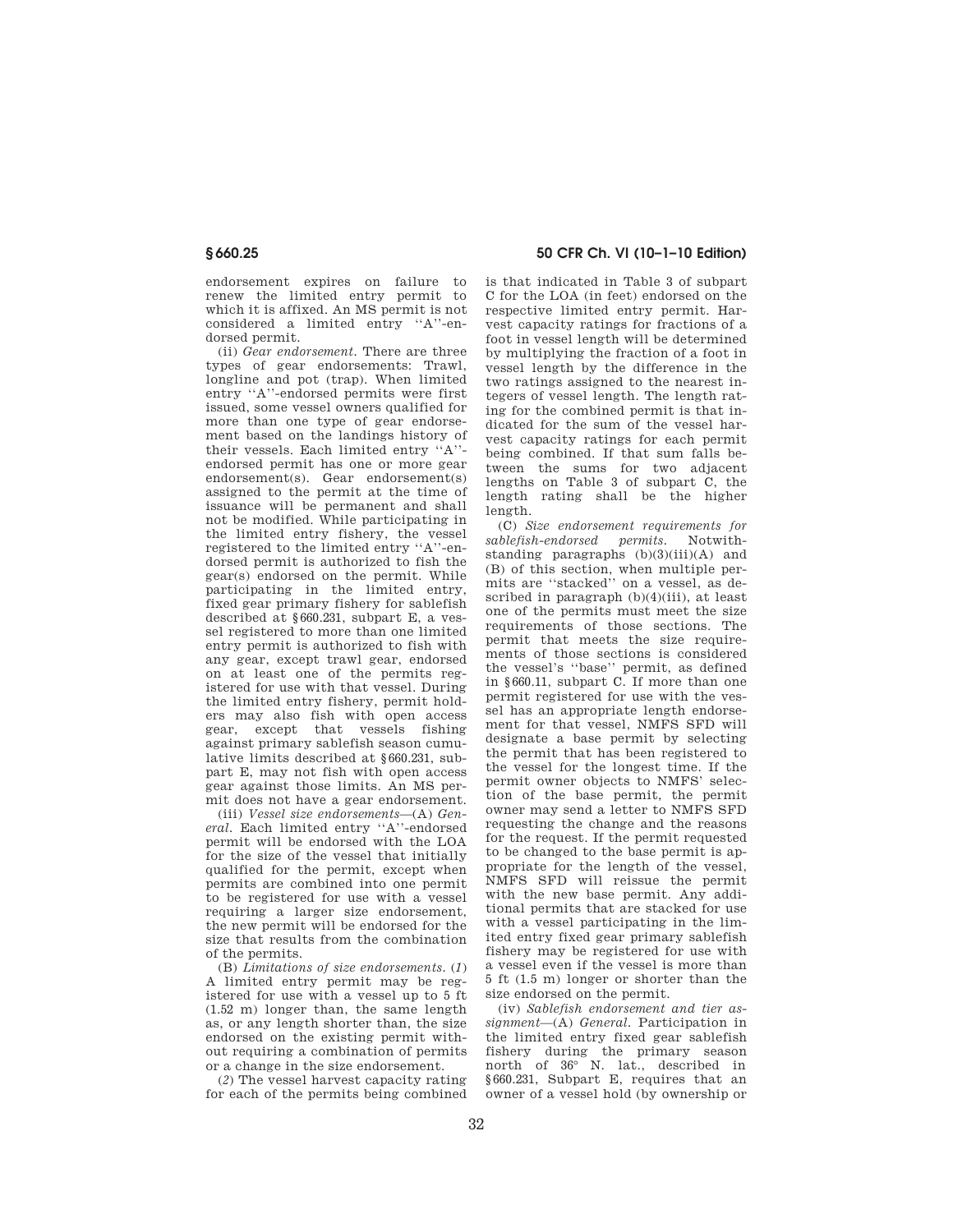endorsement expires on failure to renew the limited entry permit to which it is affixed. An MS permit is not considered a limited entry ''A''-endorsed permit.

(ii) *Gear endorsement.* There are three types of gear endorsements: Trawl, longline and pot (trap). When limited entry ''A''-endorsed permits were first issued, some vessel owners qualified for more than one type of gear endorsement based on the landings history of their vessels. Each limited entry ''A''-endorsed permit has one or more gear endorsement(s). Gear endorsement(s) assigned to the permit at the time of issuance will be permanent and shall not be modified. While participating in the limited entry fishery, the vessel registered to the limited entry ''A''-endorsed permit is authorized to fish the gear(s) endorsed on the permit. While participating in the limited entry, fixed gear primary fishery for sablefish described at §660.231, subpart E, a vessel registered to more than one limited entry permit is authorized to fish with any gear, except trawl gear, endorsed on at least one of the permits registered for use with that vessel. During the limited entry fishery, permit holders may also fish with open access gear, except that vessels fishing against primary sablefish season cumulative limits described at §660.231, subpart E, may not fish with open access gear against those limits. An MS permit does not have a gear endorsement.

(iii) *Vessel size endorsements*—(A) *General.* Each limited entry ''A''-endorsed permit will be endorsed with the LOA for the size of the vessel that initially qualified for the permit, except when permits are combined into one permit to be registered for use with a vessel requiring a larger size endorsement, the new permit will be endorsed for the size that results from the combination of the permits.

(B) *Limitations of size endorsements.* (*1*) A limited entry permit may be registered for use with a vessel up to 5 ft (1.52 m) longer than, the same length as, or any length shorter than, the size endorsed on the existing permit without requiring a combination of permits or a change in the size endorsement.

(*2*) The vessel harvest capacity rating for each of the permits being combined is that indicated in Table 3 of subpart C for the LOA (in feet) endorsed on the respective limited entry permit. Harvest capacity ratings for fractions of a foot in vessel length will be determined by multiplying the fraction of a foot in vessel length by the difference in the two ratings assigned to the nearest integers of vessel length. The length rating for the combined permit is that indicated for the sum of the vessel harvest capacity ratings for each permit being combined. If that sum falls between the sums for two adjacent lengths on Table 3 of subpart C, the length rating shall be the higher length.

(C) *Size endorsement requirements for sablefish-endorsed permits.* Notwithstanding paragraphs (b)(3)(iii)(A) and (B) of this section, when multiple permits are ''stacked'' on a vessel, as described in paragraph (b)(4)(iii), at least one of the permits must meet the size requirements of those sections. The permit that meets the size requirements of those sections is considered the vessel's ''base'' permit, as defined in §660.11, subpart C. If more than one permit registered for use with the vessel has an appropriate length endorsement for that vessel, NMFS SFD will designate a base permit by selecting the permit that has been registered to the vessel for the longest time. If the permit owner objects to NMFS' selection of the base permit, the permit owner may send a letter to NMFS SFD requesting the change and the reasons for the request. If the permit requested to be changed to the base permit is appropriate for the length of the vessel, NMFS SFD will reissue the permit with the new base permit. Any additional permits that are stacked for use with a vessel participating in the limited entry fixed gear primary sablefish fishery may be registered for use with a vessel even if the vessel is more than 5 ft (1.5 m) longer or shorter than the size endorsed on the permit.

(iv) *Sablefish endorsement and tier assignment*—(A) *General.* Participation in the limited entry fixed gear sablefish fishery during the primary season north of 36° N. lat., described in §660.231, Subpart E, requires that an owner of a vessel hold (by ownership or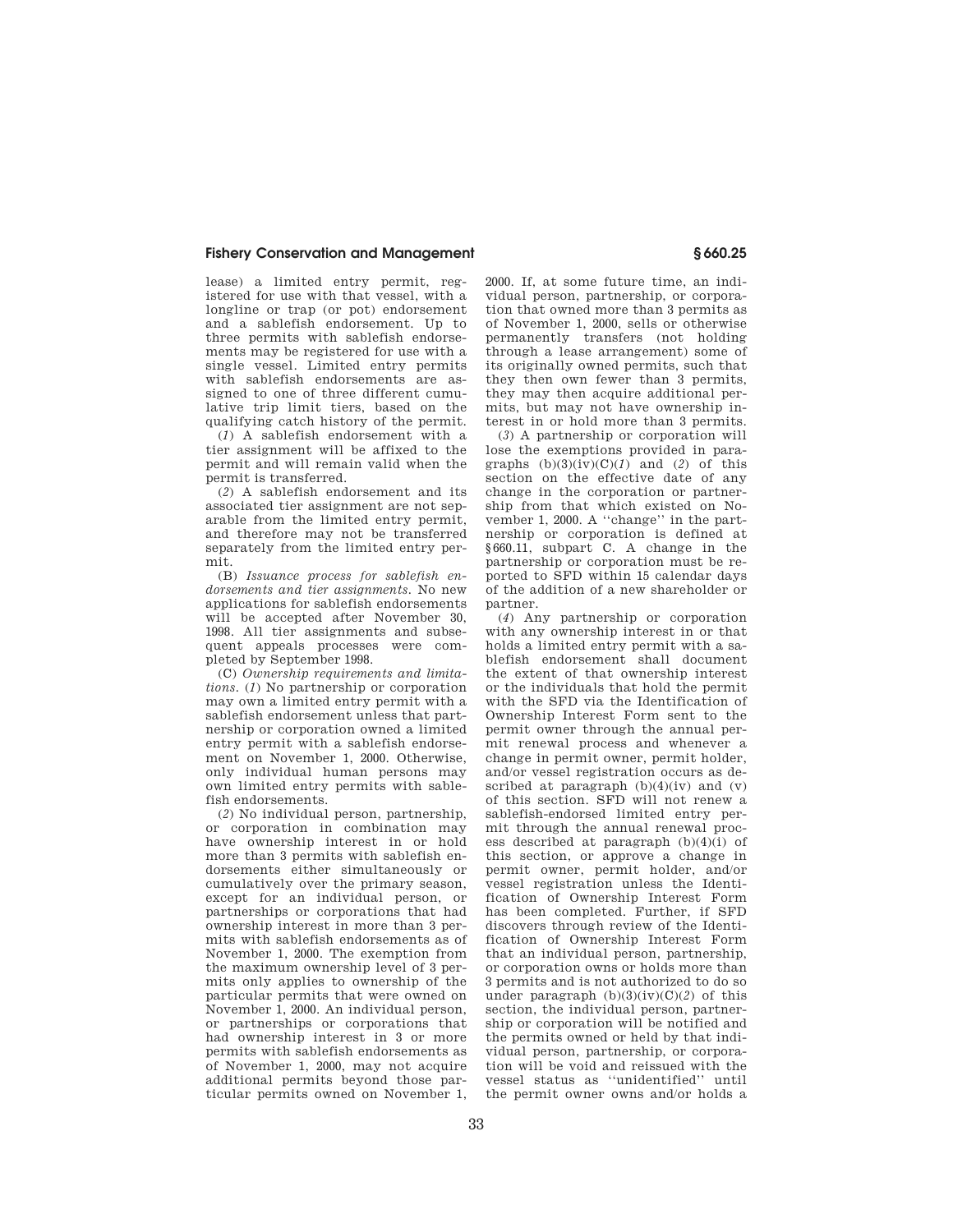lease) a limited entry permit, registered for use with that vessel, with a longline or trap (or pot) endorsement and a sablefish endorsement. Up to three permits with sablefish endorsements may be registered for use with a single vessel. Limited entry permits with sablefish endorsements are assigned to one of three different cumulative trip limit tiers, based on the qualifying catch history of the permit.

(*1*) A sablefish endorsement with a tier assignment will be affixed to the permit and will remain valid when the permit is transferred.

(*2*) A sablefish endorsement and its associated tier assignment are not separable from the limited entry permit, and therefore may not be transferred separately from the limited entry permit.

(B) *Issuance process for sablefish endorsements and tier assignments.* No new applications for sablefish endorsements will be accepted after November 30, 1998. All tier assignments and subsequent appeals processes were completed by September 1998.

(C) *Ownership requirements and limitations.* (*1*) No partnership or corporation may own a limited entry permit with a sablefish endorsement unless that partnership or corporation owned a limited entry permit with a sablefish endorsement on November 1, 2000. Otherwise, only individual human persons may own limited entry permits with sablefish endorsements.

(*2*) No individual person, partnership, or corporation in combination may have ownership interest in or hold more than 3 permits with sablefish endorsements either simultaneously or cumulatively over the primary season, except for an individual person, or partnerships or corporations that had ownership interest in more than 3 permits with sablefish endorsements as of November 1, 2000. The exemption from the maximum ownership level of 3 permits only applies to ownership of the particular permits that were owned on November 1, 2000. An individual person, or partnerships or corporations that had ownership interest in 3 or more permits with sablefish endorsements as of November 1, 2000, may not acquire additional permits beyond those particular permits owned on November 1, 2000. If, at some future time, an individual person, partnership, or corporation that owned more than 3 permits as of November 1, 2000, sells or otherwise permanently transfers (not holding through a lease arrangement) some of its originally owned permits, such that they then own fewer than 3 permits, they may then acquire additional permits, but may not have ownership interest in or hold more than 3 permits.

(*3*) A partnership or corporation will lose the exemptions provided in paragraphs (b)(3)(iv)(C)(*1*) and (*2*) of this section on the effective date of any change in the corporation or partnership from that which existed on November 1, 2000. A "change" in the partnership or corporation is defined at §660.11, subpart C. A change in the partnership or corporation must be reported to SFD within 15 calendar days of the addition of a new shareholder or partner.

(*4*) Any partnership or corporation with any ownership interest in or that holds a limited entry permit with a sablefish endorsement shall document the extent of that ownership interest or the individuals that hold the permit with the SFD via the Identification of Ownership Interest Form sent to the permit owner through the annual permit renewal process and whenever a change in permit owner, permit holder, and/or vessel registration occurs as described at paragraph (b)(4)(iv) and (v) of this section. SFD will not renew a sablefish-endorsed limited entry permit through the annual renewal process described at paragraph (b)(4)(i) of this section, or approve a change in permit owner, permit holder, and/or vessel registration unless the Identification of Ownership Interest Form has been completed. Further, if SFD discovers through review of the Identification of Ownership Interest Form that an individual person, partnership, or corporation owns or holds more than 3 permits and is not authorized to do so under paragraph (b)(3)(iv)(C)(*2*) of this section, the individual person, partnership or corporation will be notified and the permits owned or held by that individual person, partnership, or corporation will be void and reissued with the vessel status as "unidentified" until the permit owner owns and/or holds a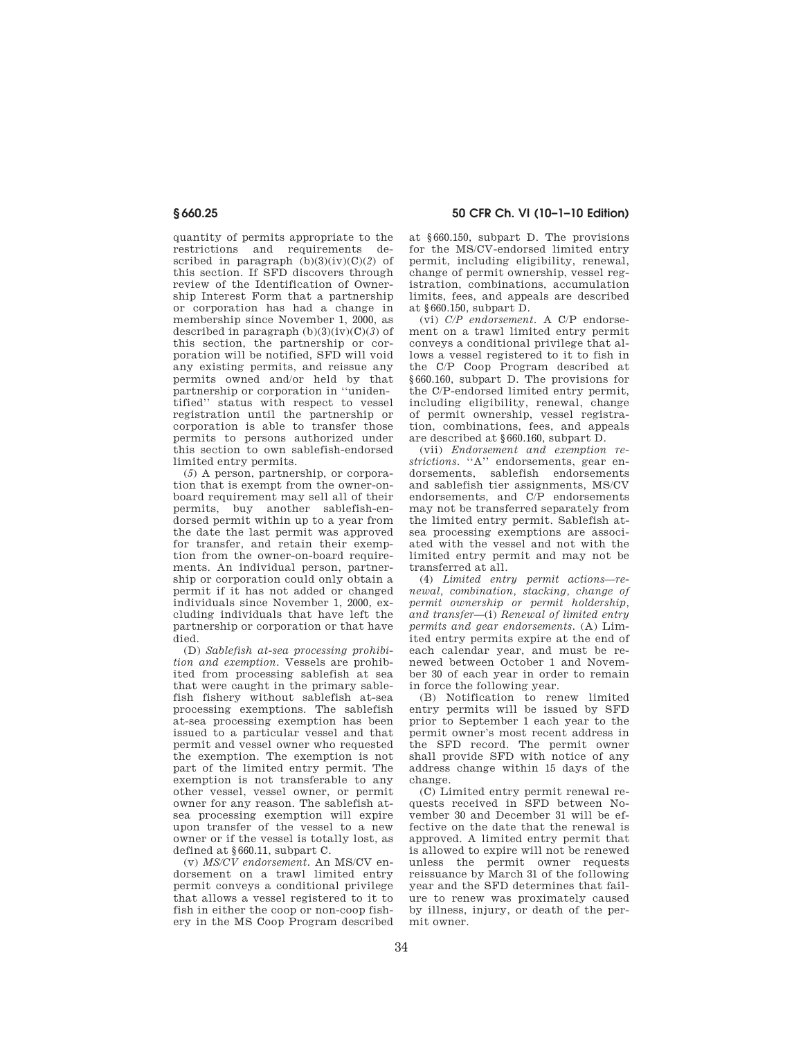quantity of permits appropriate to the restrictions and requirements described in paragraph (b)(3)(iv)(C)(*2*) of this section. If SFD discovers through review of the Identification of Ownership Interest Form that a partnership or corporation has had a change in membership since November 1, 2000, as described in paragraph (b)(3)(iv)(C)(*3*) of this section, the partnership or corporation will be notified, SFD will void any existing permits, and reissue any permits owned and/or held by that partnership or corporation in ''unidentified'' status with respect to vessel registration until the partnership or corporation is able to transfer those permits to persons authorized under this section to own sablefish-endorsed limited entry permits.

(*5*) A person, partnership, or corporation that is exempt from the owner-on-board requirement may sell all of their permits, buy another sablefish-endorsed permit within up to a year from the date the last permit was approved for transfer, and retain their exemption from the owner-on-board requirements. An individual person, partnership or corporation could only obtain a permit if it has not added or changed individuals since November 1, 2000, excluding individuals that have left the partnership or corporation or that have died.

(D) *Sablefish at-sea processing prohibition and exemption.* Vessels are prohibited from processing sablefish at sea that were caught in the primary sablefish fishery without sablefish at-sea processing exemptions. The sablefish at-sea processing exemption has been issued to a particular vessel and that permit and vessel owner who requested the exemption. The exemption is not part of the limited entry permit. The exemption is not transferable to any other vessel, vessel owner, or permit owner for any reason. The sablefish at-sea processing exemption will expire upon transfer of the vessel to a new owner or if the vessel is totally lost, as defined at §660.11, subpart C.

(v) *MS/CV endorsement.* An MS/CV endorsement on a trawl limited entry permit conveys a conditional privilege that allows a vessel registered to it to fish in either the coop or non-coop fishery in the MS Coop Program described at §660.150, subpart D. The provisions for the MS/CV-endorsed limited entry permit, including eligibility, renewal, change of permit ownership, vessel registration, combinations, accumulation limits, fees, and appeals are described at §660.150, subpart D.

(vi) *C/P endorsement.* A C/P endorsement on a trawl limited entry permit conveys a conditional privilege that allows a vessel registered to it to fish in the C/P Coop Program described at §660.160, subpart D. The provisions for the C/P-endorsed limited entry permit, including eligibility, renewal, change of permit ownership, vessel registration, combinations, fees, and appeals are described at §660.160, subpart D.

(vii) *Endorsement and exemption restrictions.* ''A'' endorsements, gear endorsements, sablefish endorsements and sablefish tier assignments, MS/CV endorsements, and C/P endorsements may not be transferred separately from the limited entry permit. Sablefish at-sea processing exemptions are associated with the vessel and not with the limited entry permit and may not be transferred at all.

(4) *Limited entry permit actions—renewal, combination, stacking, change of permit ownership or permit holdership, and transfer*—(i) *Renewal of limited entry permits and gear endorsements.* (A) Limited entry permits expire at the end of each calendar year, and must be renewed between October 1 and November 30 of each year in order to remain in force the following year.

(B) Notification to renew limited entry permits will be issued by SFD prior to September 1 each year to the permit owner's most recent address in the SFD record. The permit owner shall provide SFD with notice of any address change within 15 days of the change.

(C) Limited entry permit renewal requests received in SFD between November 30 and December 31 will be effective on the date that the renewal is approved. A limited entry permit that is allowed to expire will not be renewed unless the permit owner requests reissuance by March 31 of the following year and the SFD determines that failure to renew was proximately caused by illness, injury, or death of the permit owner.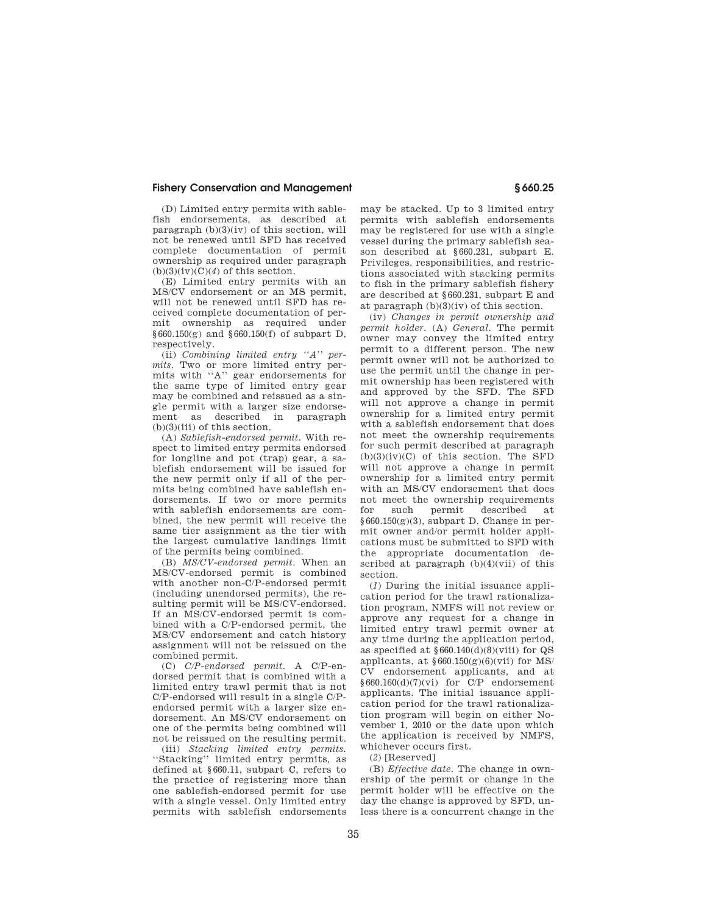(D) Limited entry permits with sablefish endorsements, as described at paragraph (b)(3)(iv) of this section, will not be renewed until SFD has received complete documentation of permit ownership as required under paragraph (b)(3)(iv)(C)(*4*) of this section.

(E) Limited entry permits with an MS/CV endorsement or an MS permit, will not be renewed until SFD has received complete documentation of permit ownership as required under §660.150(g) and §660.150(f) of subpart D, respectively.

(ii) *Combining limited entry "A" permits.* Two or more limited entry permits with "A" gear endorsements for the same type of limited entry gear may be combined and reissued as a single permit with a larger size endorsement as described in paragraph (b)(3)(iii) of this section.

(A) *Sablefish-endorsed permit.* With respect to limited entry permits endorsed for longline and pot (trap) gear, a sablefish endorsement will be issued for the new permit only if all of the permits being combined have sablefish endorsements. If two or more permits with sablefish endorsements are combined, the new permit will receive the same tier assignment as the tier with the largest cumulative landings limit of the permits being combined.

(B) *MS/CV-endorsed permit.* When an MS/CV-endorsed permit is combined with another non-C/P-endorsed permit (including unendorsed permits), the resulting permit will be MS/CV-endorsed. If an MS/CV-endorsed permit is combined with a C/P-endorsed permit, the MS/CV endorsement and catch history assignment will not be reissued on the combined permit.

(C) *C/P-endorsed permit.* A C/P-endorsed permit that is combined with a limited entry trawl permit that is not C/P-endorsed will result in a single C/P-endorsed permit with a larger size endorsement. An MS/CV endorsement on one of the permits being combined will not be reissued on the resulting permit.

(iii) *Stacking limited entry permits.* "Stacking" limited entry permits, as defined at §660.11, subpart C, refers to the practice of registering more than one sablefish-endorsed permit for use with a single vessel. Only limited entry permits with sablefish endorsements may be stacked. Up to 3 limited entry permits with sablefish endorsements may be registered for use with a single vessel during the primary sablefish season described at §660.231, subpart E. Privileges, responsibilities, and restrictions associated with stacking permits to fish in the primary sablefish fishery are described at §660.231, subpart E and at paragraph (b)(3)(iv) of this section.

(iv) *Changes in permit ownership and permit holder.* (A) *General.* The permit owner may convey the limited entry permit to a different person. The new permit owner will not be authorized to use the permit until the change in permit ownership has been registered with and approved by the SFD. The SFD will not approve a change in permit ownership for a limited entry permit with a sablefish endorsement that does not meet the ownership requirements for such permit described at paragraph (b)(3)(iv)(C) of this section. The SFD will not approve a change in permit ownership for a limited entry permit with an MS/CV endorsement that does not meet the ownership requirements for such permit described at §660.150(g)(3), subpart D. Change in permit owner and/or permit holder applications must be submitted to SFD with the appropriate documentation described at paragraph (b)(4)(vii) of this section.

(*1*) During the initial issuance application period for the trawl rationalization program, NMFS will not review or approve any request for a change in limited entry trawl permit owner at any time during the application period, as specified at §660.140(d)(8)(viii) for QS applicants, at §660.150(g)(6)(vii) for MS/CV endorsement applicants, and at §660.160(d)(7)(vi) for C/P endorsement applicants. The initial issuance application period for the trawl rationalization program will begin on either November 1, 2010 or the date upon which the application is received by NMFS, whichever occurs first.

(*2*) [Reserved]

(B) *Effective date.* The change in ownership of the permit or change in the permit holder will be effective on the day the change is approved by SFD, unless there is a concurrent change in the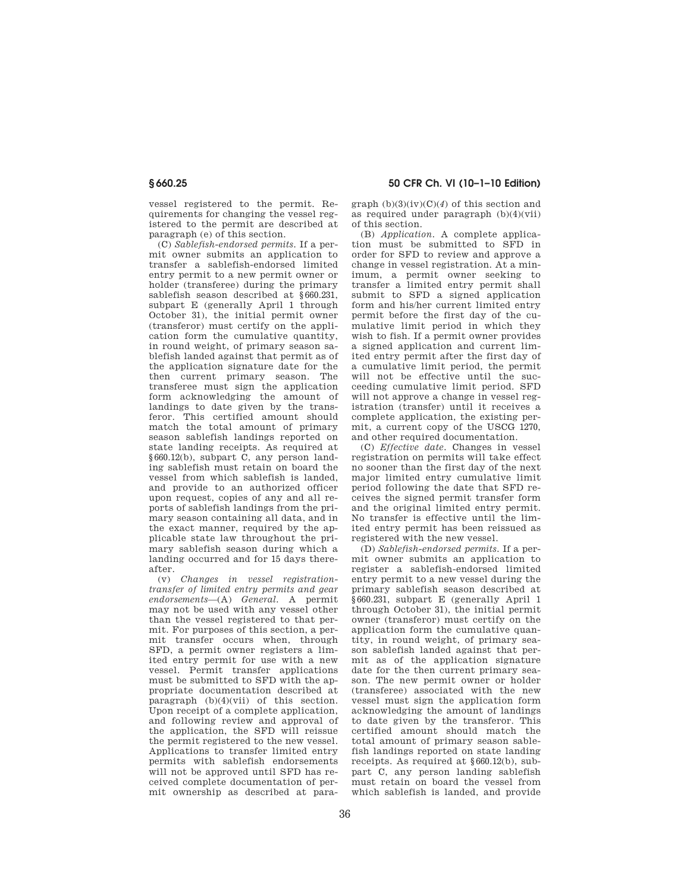vessel registered to the permit. Requirements for changing the vessel registered to the permit are described at paragraph (e) of this section.

(C) *Sablefish-endorsed permits.* If a permit owner submits an application to transfer a sablefish-endorsed limited entry permit to a new permit owner or holder (transferee) during the primary sablefish season described at §660.231, subpart E (generally April 1 through October 31), the initial permit owner (transferor) must certify on the application form the cumulative quantity, in round weight, of primary season sablefish landed against that permit as of the application signature date for the then current primary season. The transferee must sign the application form acknowledging the amount of landings to date given by the transferor. This certified amount should match the total amount of primary season sablefish landings reported on state landing receipts. As required at §660.12(b), subpart C, any person landing sablefish must retain on board the vessel from which sablefish is landed, and provide to an authorized officer upon request, copies of any and all reports of sablefish landings from the primary season containing all data, and in the exact manner, required by the applicable state law throughout the primary sablefish season during which a landing occurred and for 15 days thereafter.

(v) *Changes in vessel registration-transfer of limited entry permits and gear endorsements*—(A) *General.* A permit may not be used with any vessel other than the vessel registered to that permit. For purposes of this section, a permit transfer occurs when, through SFD, a permit owner registers a limited entry permit for use with a new vessel. Permit transfer applications must be submitted to SFD with the appropriate documentation described at paragraph (b)(4)(vii) of this section. Upon receipt of a complete application, and following review and approval of the application, the SFD will reissue the permit registered to the new vessel. Applications to transfer limited entry permits with sablefish endorsements will not be approved until SFD has received complete documentation of permit ownership as described at paragraph (b)(3)(iv)(C)(*4*) of this section and as required under paragraph (b)(4)(vii) of this section.

(B) *Application.* A complete application must be submitted to SFD in order for SFD to review and approve a change in vessel registration. At a minimum, a permit owner seeking to transfer a limited entry permit shall submit to SFD a signed application form and his/her current limited entry permit before the first day of the cumulative limit period in which they wish to fish. If a permit owner provides a signed application and current limited entry permit after the first day of a cumulative limit period, the permit will not be effective until the succeeding cumulative limit period. SFD will not approve a change in vessel registration (transfer) until it receives a complete application, the existing permit, a current copy of the USCG 1270, and other required documentation.

(C) *Effective date.* Changes in vessel registration on permits will take effect no sooner than the first day of the next major limited entry cumulative limit period following the date that SFD receives the signed permit transfer form and the original limited entry permit. No transfer is effective until the limited entry permit has been reissued as registered with the new vessel.

(D) *Sablefish-endorsed permits.* If a permit owner submits an application to register a sablefish-endorsed limited entry permit to a new vessel during the primary sablefish season described at §660.231, subpart E (generally April 1 through October 31), the initial permit owner (transferor) must certify on the application form the cumulative quantity, in round weight, of primary season sablefish landed against that permit as of the application signature date for the then current primary season. The new permit owner or holder (transferee) associated with the new vessel must sign the application form acknowledging the amount of landings to date given by the transferor. This certified amount should match the total amount of primary season sablefish landings reported on state landing receipts. As required at §660.12(b), subpart C, any person landing sablefish must retain on board the vessel from which sablefish is landed, and provide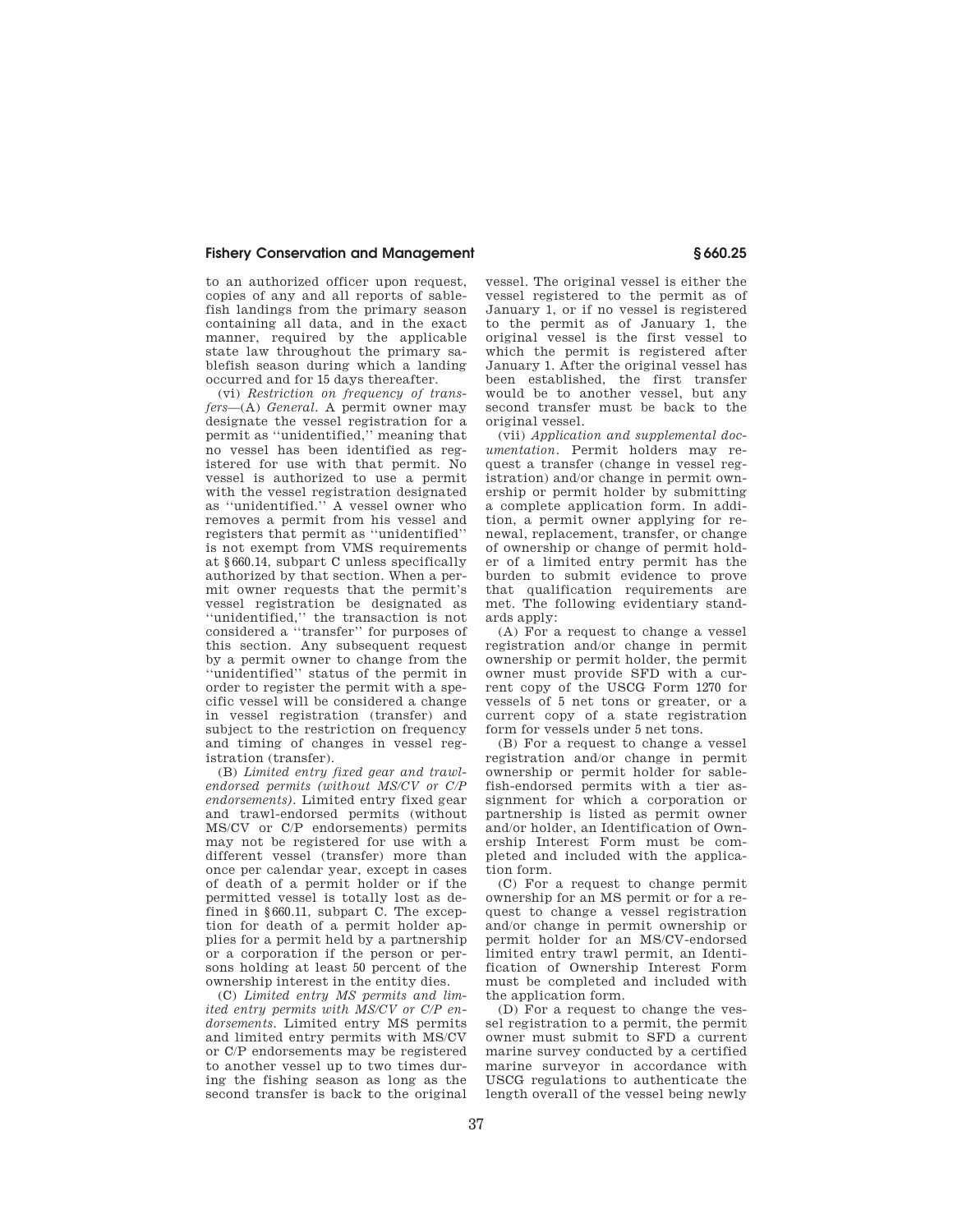to an authorized officer upon request, copies of any and all reports of sablefish landings from the primary season containing all data, and in the exact manner, required by the applicable state law throughout the primary sablefish season during which a landing occurred and for 15 days thereafter.

(vi) *Restriction on frequency of transfers*—(A) *General.* A permit owner may designate the vessel registration for a permit as ''unidentified,'' meaning that no vessel has been identified as registered for use with that permit. No vessel is authorized to use a permit with the vessel registration designated as ''unidentified.'' A vessel owner who removes a permit from his vessel and registers that permit as ''unidentified'' is not exempt from VMS requirements at §660.14, subpart C unless specifically authorized by that section. When a permit owner requests that the permit's vessel registration be designated as ''unidentified,'' the transaction is not considered a ''transfer'' for purposes of this section. Any subsequent request by a permit owner to change from the ''unidentified'' status of the permit in order to register the permit with a specific vessel will be considered a change in vessel registration (transfer) and subject to the restriction on frequency and timing of changes in vessel registration (transfer).

(B) *Limited entry fixed gear and trawl-endorsed permits (without MS/CV or C/P endorsements).* Limited entry fixed gear and trawl-endorsed permits (without MS/CV or C/P endorsements) permits may not be registered for use with a different vessel (transfer) more than once per calendar year, except in cases of death of a permit holder or if the permitted vessel is totally lost as defined in §660.11, subpart C. The exception for death of a permit holder applies for a permit held by a partnership or a corporation if the person or persons holding at least 50 percent of the ownership interest in the entity dies.

(C) *Limited entry MS permits and limited entry permits with MS/CV or C/P endorsements.* Limited entry MS permits and limited entry permits with MS/CV or C/P endorsements may be registered to another vessel up to two times during the fishing season as long as the second transfer is back to the original vessel. The original vessel is either the vessel registered to the permit as of January 1, or if no vessel is registered to the permit as of January 1, the original vessel is the first vessel to which the permit is registered after January 1. After the original vessel has been established, the first transfer would be to another vessel, but any second transfer must be back to the original vessel.

(vii) *Application and supplemental documentation.* Permit holders may request a transfer (change in vessel registration) and/or change in permit ownership or permit holder by submitting a complete application form. In addition, a permit owner applying for renewal, replacement, transfer, or change of ownership or change of permit holder of a limited entry permit has the burden to submit evidence to prove that qualification requirements are met. The following evidentiary standards apply:

(A) For a request to change a vessel registration and/or change in permit ownership or permit holder, the permit owner must provide SFD with a current copy of the USCG Form 1270 for vessels of 5 net tons or greater, or a current copy of a state registration form for vessels under 5 net tons.

(B) For a request to change a vessel registration and/or change in permit ownership or permit holder for sablefish-endorsed permits with a tier assignment for which a corporation or partnership is listed as permit owner and/or holder, an Identification of Ownership Interest Form must be completed and included with the application form.

(C) For a request to change permit ownership for an MS permit or for a request to change a vessel registration and/or change in permit ownership or permit holder for an MS/CV-endorsed limited entry trawl permit, an Identification of Ownership Interest Form must be completed and included with the application form.

(D) For a request to change the vessel registration to a permit, the permit owner must submit to SFD a current marine survey conducted by a certified marine surveyor in accordance with USCG regulations to authenticate the length overall of the vessel being newly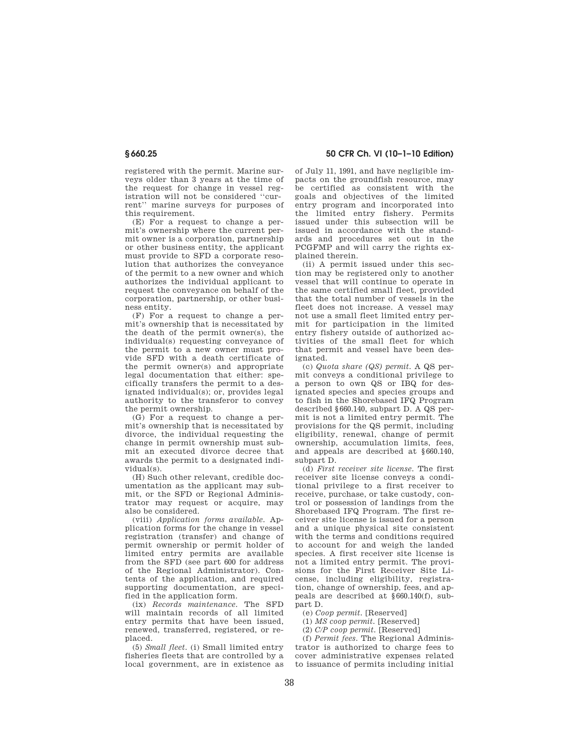registered with the permit. Marine surveys older than 3 years at the time of the request for change in vessel registration will not be considered ''current'' marine surveys for purposes of this requirement.

(E) For a request to change a permit's ownership where the current permit owner is a corporation, partnership or other business entity, the applicant must provide to SFD a corporate resolution that authorizes the conveyance of the permit to a new owner and which authorizes the individual applicant to request the conveyance on behalf of the corporation, partnership, or other business entity.

(F) For a request to change a permit's ownership that is necessitated by the death of the permit owner(s), the individual(s) requesting conveyance of the permit to a new owner must provide SFD with a death certificate of the permit owner(s) and appropriate legal documentation that either: specifically transfers the permit to a designated individual(s); or, provides legal authority to the transferor to convey the permit ownership.

(G) For a request to change a permit's ownership that is necessitated by divorce, the individual requesting the change in permit ownership must submit an executed divorce decree that awards the permit to a designated individual(s).

(H) Such other relevant, credible documentation as the applicant may submit, or the SFD or Regional Administrator may request or acquire, may also be considered.

(viii) *Application forms available.* Application forms for the change in vessel registration (transfer) and change of permit ownership or permit holder of limited entry permits are available from the SFD (see part 600 for address of the Regional Administrator). Contents of the application, and required supporting documentation, are specified in the application form.

(ix) *Records maintenance.* The SFD will maintain records of all limited entry permits that have been issued, renewed, transferred, registered, or replaced.

(5) *Small fleet.* (i) Small limited entry fisheries fleets that are controlled by a local government, are in existence as of July 11, 1991, and have negligible impacts on the groundfish resource, may be certified as consistent with the goals and objectives of the limited entry program and incorporated into the limited entry fishery. Permits issued under this subsection will be issued in accordance with the standards and procedures set out in the PCGFMP and will carry the rights explained therein.

(ii) A permit issued under this section may be registered only to another vessel that will continue to operate in the same certified small fleet, provided that the total number of vessels in the fleet does not increase. A vessel may not use a small fleet limited entry permit for participation in the limited entry fishery outside of authorized activities of the small fleet for which that permit and vessel have been designated.

(c) *Quota share (QS) permit.* A QS permit conveys a conditional privilege to a person to own QS or IBQ for designated species and species groups and to fish in the Shorebased IFQ Program described §660.140, subpart D. A QS permit is not a limited entry permit. The provisions for the QS permit, including eligibility, renewal, change of permit ownership, accumulation limits, fees, and appeals are described at §660.140, subpart D.

(d) *First receiver site license.* The first receiver site license conveys a conditional privilege to a first receiver to receive, purchase, or take custody, control or possession of landings from the Shorebased IFQ Program. The first receiver site license is issued for a person and a unique physical site consistent with the terms and conditions required to account for and weigh the landed species. A first receiver site license is not a limited entry permit. The provisions for the First Receiver Site License, including eligibility, registration, change of ownership, fees, and appeals are described at §660.140(f), subpart D.

(e) *Coop permit.* [Reserved]

(1) *MS coop permit.* [Reserved]

(2) *C/P coop permit.* [Reserved]

(f) *Permit fees.* The Regional Administrator is authorized to charge fees to cover administrative expenses related to issuance of permits including initial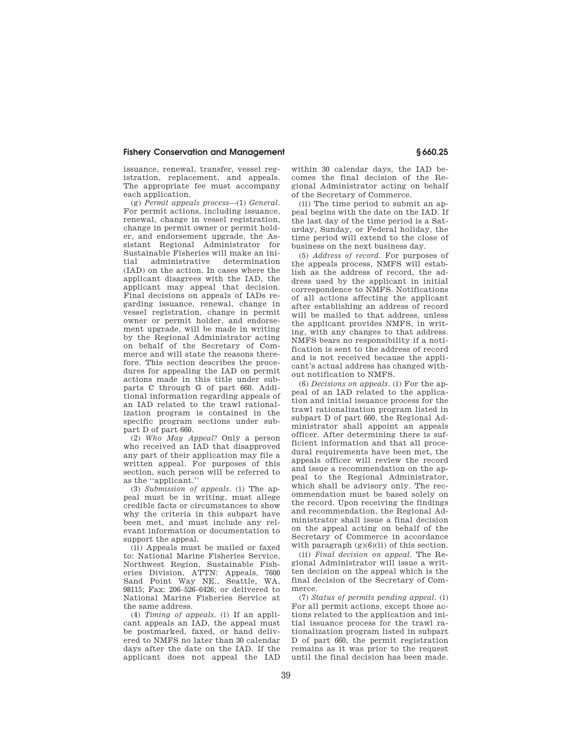issuance, renewal, transfer, vessel registration, replacement, and appeals. The appropriate fee must accompany each application.

(g) *Permit appeals process*—(1) *General.* For permit actions, including issuance, renewal, change in vessel registration, change in permit owner or permit holder, and endorsement upgrade, the Assistant Regional Administrator for Sustainable Fisheries will make an initial administrative determination (IAD) on the action. In cases where the applicant disagrees with the IAD, the applicant may appeal that decision. Final decisions on appeals of IADs regarding issuance, renewal, change in vessel registration, change in permit owner or permit holder, and endorsement upgrade, will be made in writing by the Regional Administrator acting on behalf of the Secretary of Commerce and will state the reasons therefore. This section describes the procedures for appealing the IAD on permit actions made in this title under subparts C through G of part 660. Additional information regarding appeals of an IAD related to the trawl rationalization program is contained in the specific program sections under subpart D of part 660.

(2) *Who May Appeal?* Only a person who received an IAD that disapproved any part of their application may file a written appeal. For purposes of this section, such person will be referred to as the ''applicant.''

(3) *Submission of appeals.* (i) The appeal must be in writing, must allege credible facts or circumstances to show why the criteria in this subpart have been met, and must include any relevant information or documentation to support the appeal.

(ii) Appeals must be mailed or faxed to: National Marine Fisheries Service, Northwest Region, Sustainable Fisheries Division, ATTN: Appeals, 7600 Sand Point Way NE., Seattle, WA, 98115; Fax: 206–526–6426; or delivered to National Marine Fisheries Service at the same address.

(4) *Timing of appeals.* (i) If an applicant appeals an IAD, the appeal must be postmarked, faxed, or hand delivered to NMFS no later than 30 calendar days after the date on the IAD. If the applicant does not appeal the IAD within 30 calendar days, the IAD becomes the final decision of the Regional Administrator acting on behalf of the Secretary of Commerce.

(ii) The time period to submit an appeal begins with the date on the IAD. If the last day of the time period is a Saturday, Sunday, or Federal holiday, the time period will extend to the close of business on the next business day.

(5) *Address of record.* For purposes of the appeals process, NMFS will establish as the address of record, the address used by the applicant in initial correspondence to NMFS. Notifications of all actions affecting the applicant after establishing an address of record will be mailed to that address, unless the applicant provides NMFS, in writing, with any changes to that address. NMFS bears no responsibility if a notification is sent to the address of record and is not received because the applicant's actual address has changed without notification to NMFS.

(6) *Decisions on appeals.* (i) For the appeal of an IAD related to the application and initial issuance process for the trawl rationalization program listed in subpart D of part 660, the Regional Administrator shall appoint an appeals officer. After determining there is sufficient information and that all procedural requirements have been met, the appeals officer will review the record and issue a recommendation on the appeal to the Regional Administrator, which shall be advisory only. The recommendation must be based solely on the record. Upon receiving the findings and recommendation, the Regional Administrator shall issue a final decision on the appeal acting on behalf of the Secretary of Commerce in accordance with paragraph (g)(6)(ii) of this section.

(ii) *Final decision on appeal.* The Regional Administrator will issue a written decision on the appeal which is the final decision of the Secretary of Commerce.

(7) *Status of permits pending appeal.* (i) For all permit actions, except those actions related to the application and initial issuance process for the trawl rationalization program listed in subpart D of part 660, the permit registration remains as it was prior to the request until the final decision has been made.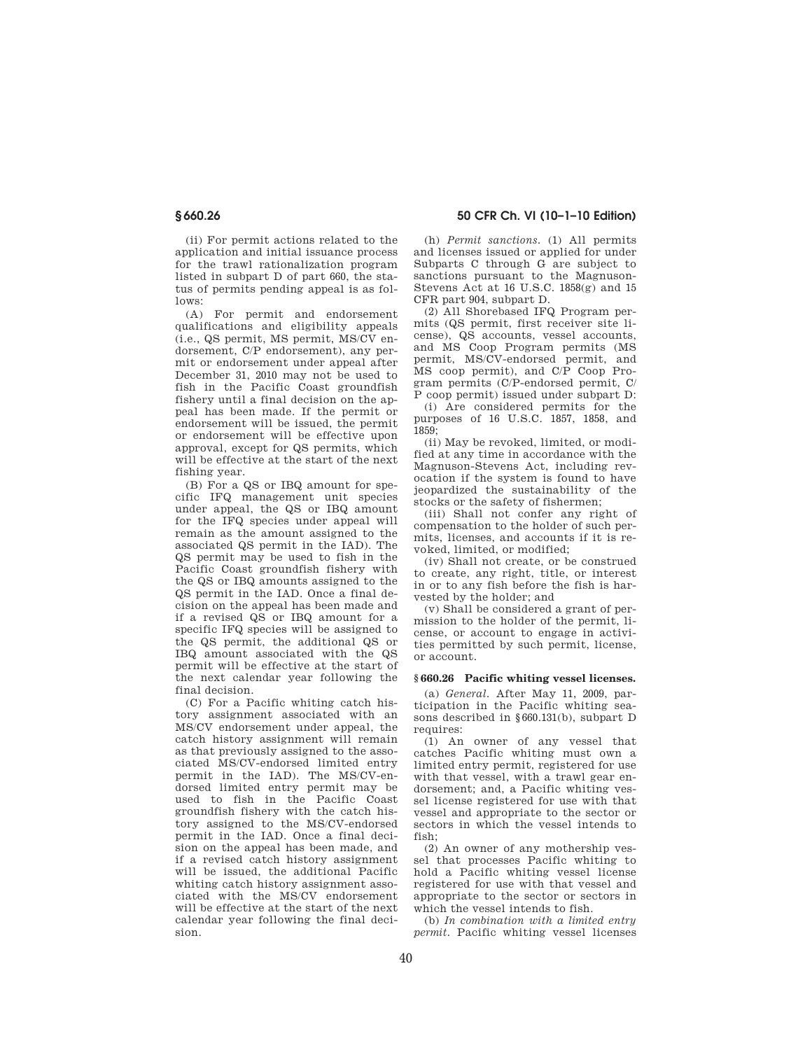(ii) For permit actions related to the application and initial issuance process for the trawl rationalization program listed in subpart D of part 660, the status of permits pending appeal is as follows:

(A) For permit and endorsement qualifications and eligibility appeals (i.e., QS permit, MS permit, MS/CV endorsement, C/P endorsement), any permit or endorsement under appeal after December 31, 2010 may not be used to fish in the Pacific Coast groundfish fishery until a final decision on the appeal has been made. If the permit or endorsement will be issued, the permit or endorsement will be effective upon approval, except for QS permits, which will be effective at the start of the next fishing year.

(B) For a QS or IBQ amount for specific IFQ management unit species under appeal, the QS or IBQ amount for the IFQ species under appeal will remain as the amount assigned to the associated QS permit in the IAD). The QS permit may be used to fish in the Pacific Coast groundfish fishery with the QS or IBQ amounts assigned to the QS permit in the IAD. Once a final decision on the appeal has been made and if a revised QS or IBQ amount for a specific IFQ species will be assigned to the QS permit, the additional QS or IBQ amount associated with the QS permit will be effective at the start of the next calendar year following the final decision.

(C) For a Pacific whiting catch history assignment associated with an MS/CV endorsement under appeal, the catch history assignment will remain as that previously assigned to the associated MS/CV-endorsed limited entry permit in the IAD). The MS/CV-endorsed limited entry permit may be used to fish in the Pacific Coast groundfish fishery with the catch history assigned to the MS/CV-endorsed permit in the IAD. Once a final decision on the appeal has been made, and if a revised catch history assignment will be issued, the additional Pacific whiting catch history assignment associated with the MS/CV endorsement will be effective at the start of the next calendar year following the final decision.

(h) *Permit sanctions.* (1) All permits and licenses issued or applied for under Subparts C through G are subject to sanctions pursuant to the Magnuson-Stevens Act at 16 U.S.C. 1858(g) and 15 CFR part 904, subpart D.

(2) All Shorebased IFQ Program permits (QS permit, first receiver site license), QS accounts, vessel accounts, and MS Coop Program permits (MS permit, MS/CV-endorsed permit, and MS coop permit), and C/P Coop Program permits (C/P-endorsed permit, C/P coop permit) issued under subpart D:

(i) Are considered permits for the purposes of 16 U.S.C. 1857, 1858, and 1859;

(ii) May be revoked, limited, or modified at any time in accordance with the Magnuson-Stevens Act, including revocation if the system is found to have jeopardized the sustainability of the stocks or the safety of fishermen;

(iii) Shall not confer any right of compensation to the holder of such permits, licenses, and accounts if it is revoked, limited, or modified;

(iv) Shall not create, or be construed to create, any right, title, or interest in or to any fish before the fish is harvested by the holder; and

(v) Shall be considered a grant of permission to the holder of the permit, license, or account to engage in activities permitted by such permit, license, or account.

## § 660.26 Pacific whiting vessel licenses.

(a) *General.* After May 11, 2009, participation in the Pacific whiting seasons described in § 660.131(b), subpart D requires:

(1) An owner of any vessel that catches Pacific whiting must own a limited entry permit, registered for use with that vessel, with a trawl gear endorsement; and, a Pacific whiting vessel license registered for use with that vessel and appropriate to the sector or sectors in which the vessel intends to fish;

(2) An owner of any mothership vessel that processes Pacific whiting to hold a Pacific whiting vessel license registered for use with that vessel and appropriate to the sector or sectors in which the vessel intends to fish.

(b) *In combination with a limited entry permit.* Pacific whiting vessel licenses